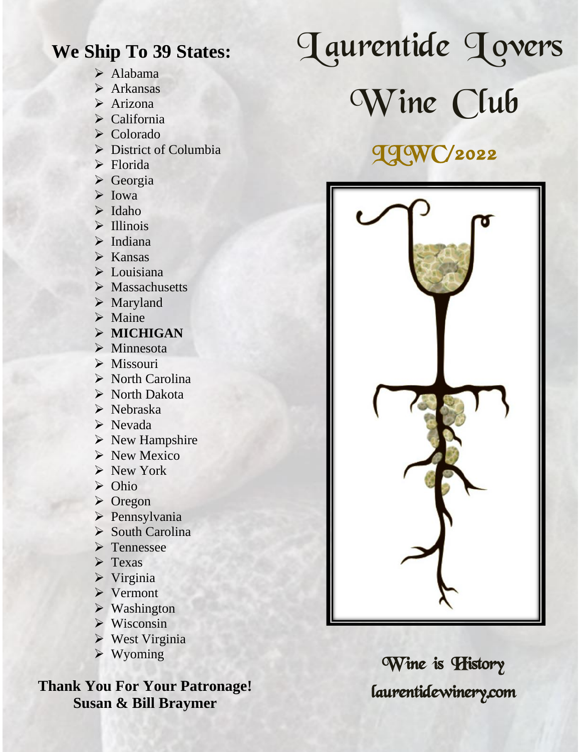# Laurentide Lovers Wine Club

## LLWC/2022

## We Ship To 39 States:

- Alabama
- Arkansas
- Arizona
- California
- Colorado
- District of Columbia
- Florida
- Georgia
- Iowa
- Idaho
- Illinois
- Indiana
- Kansas
- Louisiana
- Massachusetts
- Maryland
- Maine
- **MICHIGAN**
- Minnesota
- Missouri
- North Carolina
- North Dakota
- Nebraska
- Nevada
- New Hampshire
- New Mexico
- New York
- Ohio
- Oregon
- Pennsylvania
- South Carolina
- Tennessee
- Texas
- Virginia
- Vermont
- Washington
- Wisconsin
- West Virginia
- Wyoming

**Thank You For Your Patronage!**
**Susan & Bill Braymer**

Wine is History

laurentidewinery.com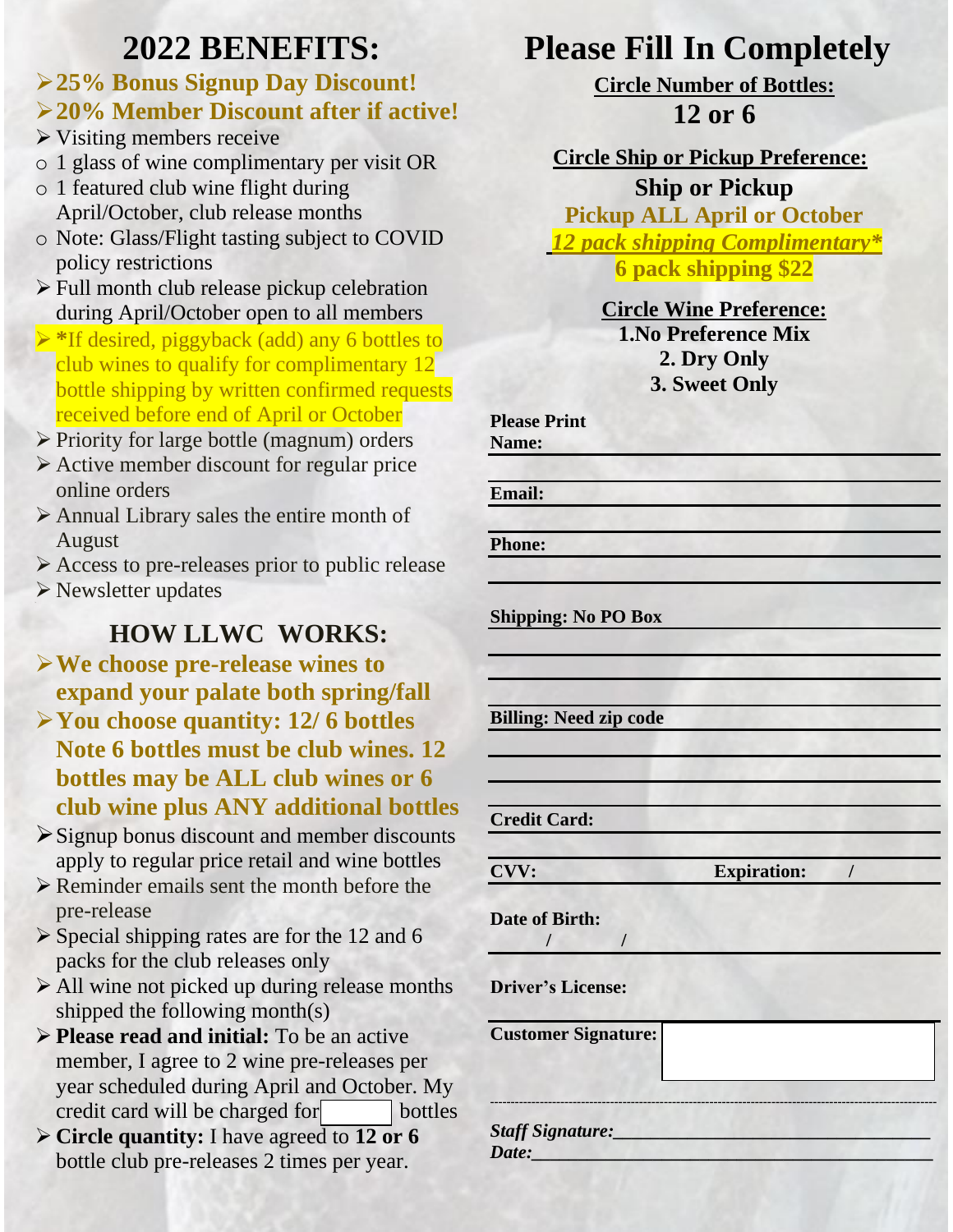# 2022 BENEFITS:

- **25% Bonus Signup Day Discount!**
- **20% Member Discount after if active!**
- Visiting members receive
  - 1 glass of wine complimentary per visit OR
  - 1 featured club wine flight during April/October, club release months
  - Note: Glass/Flight tasting subject to COVID policy restrictions
- Full month club release pickup celebration during April/October open to all members
- *If desired, piggyback (add) any 6 bottles to club wines to qualify for complimentary 12 bottle shipping by written confirmed requests received before end of April or October
- Priority for large bottle (magnum) orders
- Active member discount for regular price online orders
- Annual Library sales the entire month of August
- Access to pre-releases prior to public release
- Newsletter updates

## HOW LLWC WORKS:

- **We choose pre-release wines to expand your palate both spring/fall**
- **You choose quantity: 12/ 6 bottles Note 6 bottles must be club wines. 12 bottles may be ALL club wines or 6 club wine plus ANY additional bottles**
- Signup bonus discount and member discounts apply to regular price retail and wine bottles
- Reminder emails sent the month before the pre-release
- Special shipping rates are for the 12 and 6 packs for the club releases only
- All wine not picked up during release months shipped the following month(s)
- **Please read and initial:** To be an active member, I agree to 2 wine pre-releases per year scheduled during April and October. My credit card will be charged for ______ bottles
- **Circle quantity:** I have agreed to **12 or 6** bottle club pre-releases 2 times per year.

# Please Fill In Completely

**Circle Number of Bottles:**

**12 or 6**

**Circle Ship or Pickup Preference:**

**Ship or Pickup**

**Pickup ALL April or October**

***12 pack shipping Complimentary****

**6 pack shipping $22**

**Circle Wine Preference:**

**1.No Preference Mix**

**2. Dry Only**

**3. Sweet Only**

**Please Print Name:** ______________________________

**Email:** ______________________________

**Phone:** ______________________________

**Shipping: No PO Box** ______________________________

**Billing: Need zip code** ______________________________

**Credit Card:** ______________________________

**CVV:** __________ **Expiration:** ___ / ___

**Date of Birth:** ___ / ___ / ___

**Driver's License:** ______________________________

**Customer Signature:** ______________________________

***Staff Signature:*** ______________________________

***Date:*** ______________________________